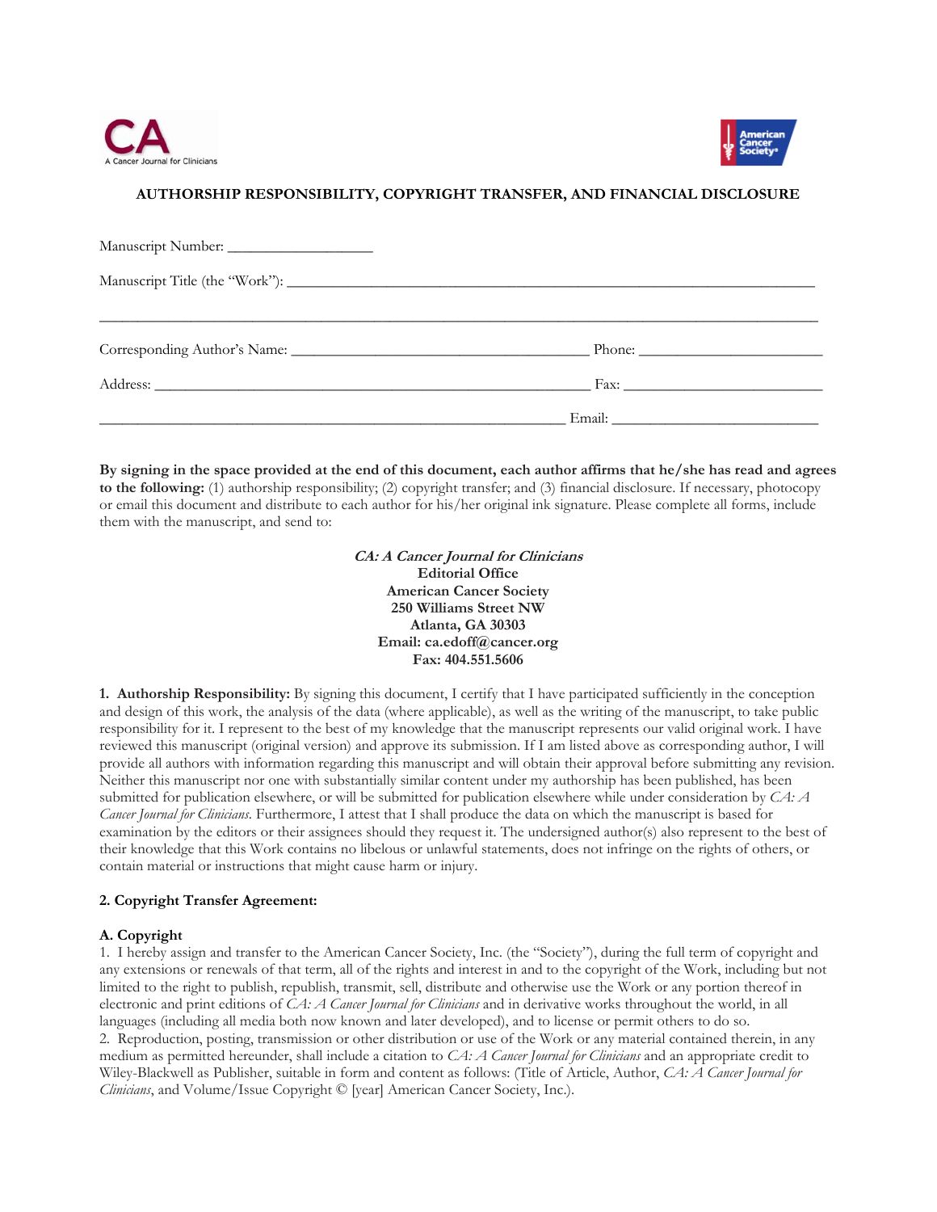CA A Cancer Journal for Clinicians

American Cancer Society®

# AUTHORSHIP RESPONSIBILITY, COPYRIGHT TRANSFER, AND FINANCIAL DISCLOSURE

Manuscript Number: ___________________

Manuscript Title (the "Work"): ____________________________________________________________________

_______________________________________________________________________________________________

Corresponding Author's Name: ______________________________________ Phone: _______________________

Address: _________________________________________________________ Fax: __________________________

___________________________________________________________ Email: __________________________

**By signing in the space provided at the end of this document, each author affirms that he/she has read and agrees to the following:** (1) authorship responsibility; (2) copyright transfer; and (3) financial disclosure. If necessary, photocopy or email this document and distribute to each author for his/her original ink signature. Please complete all forms, include them with the manuscript, and send to:

***CA: A Cancer Journal for Clinicians***
**Editorial Office**
**American Cancer Society**
**250 Williams Street NW**
**Atlanta, GA 30303**
**Email: ca.edoff@cancer.org**
**Fax: 404.551.5606**

**1. Authorship Responsibility:** By signing this document, I certify that I have participated sufficiently in the conception and design of this work, the analysis of the data (where applicable), as well as the writing of the manuscript, to take public responsibility for it. I represent to the best of my knowledge that the manuscript represents our valid original work. I have reviewed this manuscript (original version) and approve its submission. If I am listed above as corresponding author, I will provide all authors with information regarding this manuscript and will obtain their approval before submitting any revision. Neither this manuscript nor one with substantially similar content under my authorship has been published, has been submitted for publication elsewhere, or will be submitted for publication elsewhere while under consideration by *CA: A Cancer Journal for Clinicians*. Furthermore, I attest that I shall produce the data on which the manuscript is based for examination by the editors or their assignees should they request it. The undersigned author(s) also represent to the best of their knowledge that this Work contains no libelous or unlawful statements, does not infringe on the rights of others, or contain material or instructions that might cause harm or injury.

**2. Copyright Transfer Agreement:**

**A. Copyright**

1. I hereby assign and transfer to the American Cancer Society, Inc. (the "Society"), during the full term of copyright and any extensions or renewals of that term, all of the rights and interest in and to the copyright of the Work, including but not limited to the right to publish, republish, transmit, sell, distribute and otherwise use the Work or any portion thereof in electronic and print editions of *CA: A Cancer Journal for Clinicians* and in derivative works throughout the world, in all languages (including all media both now known and later developed), and to license or permit others to do so.
2. Reproduction, posting, transmission or other distribution or use of the Work or any material contained therein, in any medium as permitted hereunder, shall include a citation to *CA: A Cancer Journal for Clinicians* and an appropriate credit to Wiley-Blackwell as Publisher, suitable in form and content as follows: (Title of Article, Author, *CA: A Cancer Journal for Clinicians*, and Volume/Issue Copyright © [year] American Cancer Society, Inc.).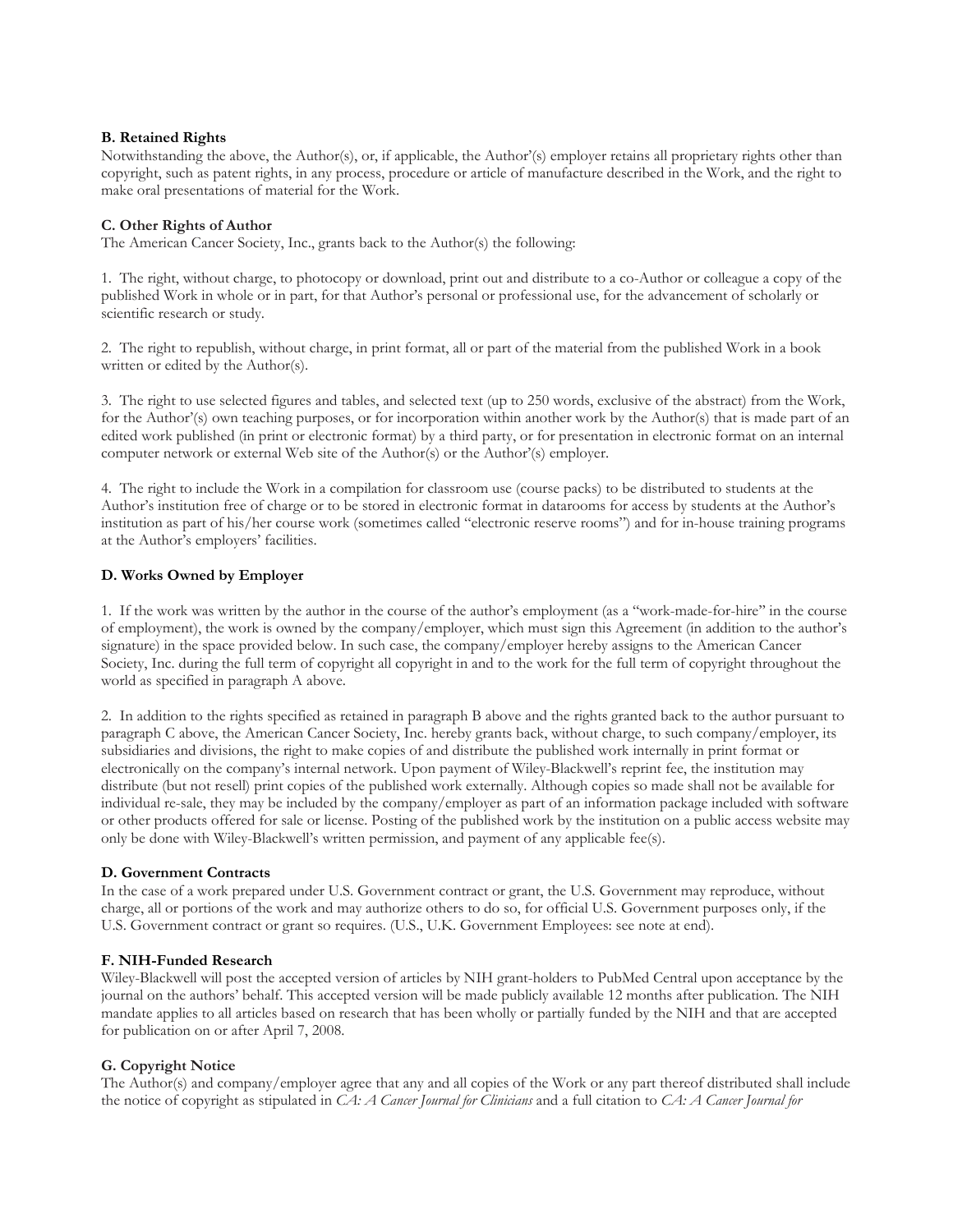**B. Retained Rights**

Notwithstanding the above, the Author(s), or, if applicable, the Author'(s) employer retains all proprietary rights other than copyright, such as patent rights, in any process, procedure or article of manufacture described in the Work, and the right to make oral presentations of material for the Work.

**C. Other Rights of Author**

The American Cancer Society, Inc., grants back to the Author(s) the following:

1. The right, without charge, to photocopy or download, print out and distribute to a co-Author or colleague a copy of the published Work in whole or in part, for that Author's personal or professional use, for the advancement of scholarly or scientific research or study.

2. The right to republish, without charge, in print format, all or part of the material from the published Work in a book written or edited by the Author(s).

3. The right to use selected figures and tables, and selected text (up to 250 words, exclusive of the abstract) from the Work, for the Author'(s) own teaching purposes, or for incorporation within another work by the Author(s) that is made part of an edited work published (in print or electronic format) by a third party, or for presentation in electronic format on an internal computer network or external Web site of the Author(s) or the Author'(s) employer.

4. The right to include the Work in a compilation for classroom use (course packs) to be distributed to students at the Author's institution free of charge or to be stored in electronic format in datarooms for access by students at the Author's institution as part of his/her course work (sometimes called "electronic reserve rooms") and for in-house training programs at the Author's employers' facilities.

**D. Works Owned by Employer**

1. If the work was written by the author in the course of the author's employment (as a "work-made-for-hire" in the course of employment), the work is owned by the company/employer, which must sign this Agreement (in addition to the author's signature) in the space provided below. In such case, the company/employer hereby assigns to the American Cancer Society, Inc. during the full term of copyright all copyright in and to the work for the full term of copyright throughout the world as specified in paragraph A above.

2. In addition to the rights specified as retained in paragraph B above and the rights granted back to the author pursuant to paragraph C above, the American Cancer Society, Inc. hereby grants back, without charge, to such company/employer, its subsidiaries and divisions, the right to make copies of and distribute the published work internally in print format or electronically on the company's internal network. Upon payment of Wiley-Blackwell's reprint fee, the institution may distribute (but not resell) print copies of the published work externally. Although copies so made shall not be available for individual re-sale, they may be included by the company/employer as part of an information package included with software or other products offered for sale or license. Posting of the published work by the institution on a public access website may only be done with Wiley-Blackwell's written permission, and payment of any applicable fee(s).

**D. Government Contracts**

In the case of a work prepared under U.S. Government contract or grant, the U.S. Government may reproduce, without charge, all or portions of the work and may authorize others to do so, for official U.S. Government purposes only, if the U.S. Government contract or grant so requires. (U.S., U.K. Government Employees: see note at end).

**F. NIH-Funded Research**

Wiley-Blackwell will post the accepted version of articles by NIH grant-holders to PubMed Central upon acceptance by the journal on the authors' behalf. This accepted version will be made publicly available 12 months after publication. The NIH mandate applies to all articles based on research that has been wholly or partially funded by the NIH and that are accepted for publication on or after April 7, 2008.

**G. Copyright Notice**

The Author(s) and company/employer agree that any and all copies of the Work or any part thereof distributed shall include the notice of copyright as stipulated in *CA: A Cancer Journal for Clinicians* and a full citation to *CA: A Cancer Journal for*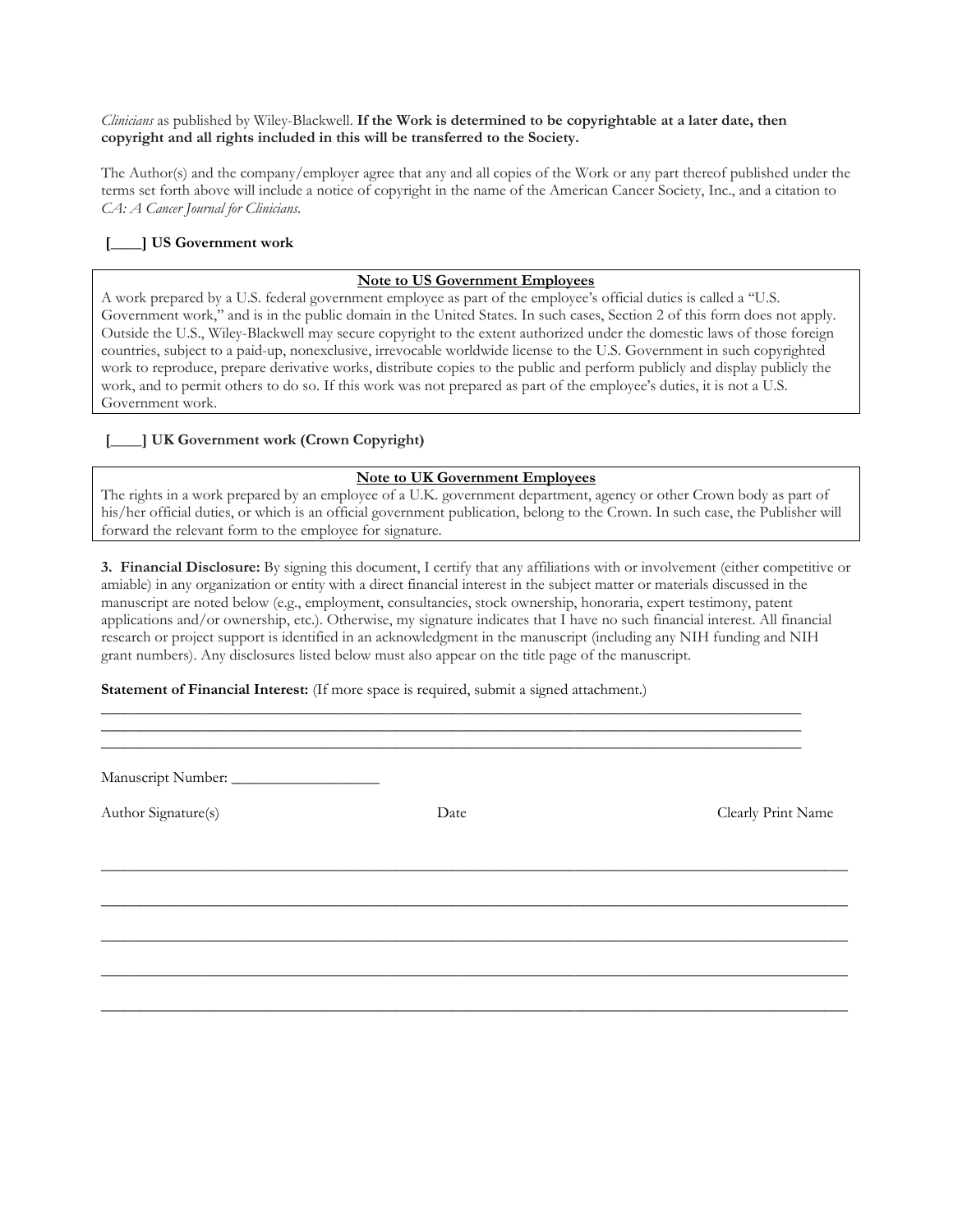*Clinicians* as published by Wiley-Blackwell. **If the Work is determined to be copyrightable at a later date, then copyright and all rights included in this will be transferred to the Society.**

The Author(s) and the company/employer agree that any and all copies of the Work or any part thereof published under the terms set forth above will include a notice of copyright in the name of the American Cancer Society, Inc., and a citation to *CA: A Cancer Journal for Clinicians*.

**[____] US Government work**

**Note to US Government Employees**

A work prepared by a U.S. federal government employee as part of the employee's official duties is called a "U.S. Government work," and is in the public domain in the United States. In such cases, Section 2 of this form does not apply. Outside the U.S., Wiley-Blackwell may secure copyright to the extent authorized under the domestic laws of those foreign countries, subject to a paid-up, nonexclusive, irrevocable worldwide license to the U.S. Government in such copyrighted work to reproduce, prepare derivative works, distribute copies to the public and perform publicly and display publicly the work, and to permit others to do so. If this work was not prepared as part of the employee's duties, it is not a U.S. Government work.

**[____] UK Government work (Crown Copyright)**

**Note to UK Government Employees**

The rights in a work prepared by an employee of a U.K. government department, agency or other Crown body as part of his/her official duties, or which is an official government publication, belong to the Crown. In such case, the Publisher will forward the relevant form to the employee for signature.

**3. Financial Disclosure:** By signing this document, I certify that any affiliations with or involvement (either competitive or amiable) in any organization or entity with a direct financial interest in the subject matter or materials discussed in the manuscript are noted below (e.g., employment, consultancies, stock ownership, honoraria, expert testimony, patent applications and/or ownership, etc.). Otherwise, my signature indicates that I have no such financial interest. All financial research or project support is identified in an acknowledgment in the manuscript (including any NIH funding and NIH grant numbers). Any disclosures listed below must also appear on the title page of the manuscript.

**Statement of Financial Interest:** (If more space is required, submit a signed attachment.)

______________________________________________________________________________

______________________________________________________________________________

______________________________________________________________________________

Manuscript Number: ___________________

Author Signature(s) Date Clearly Print Name

______________________________________________________________________________

______________________________________________________________________________

______________________________________________________________________________

______________________________________________________________________________

______________________________________________________________________________